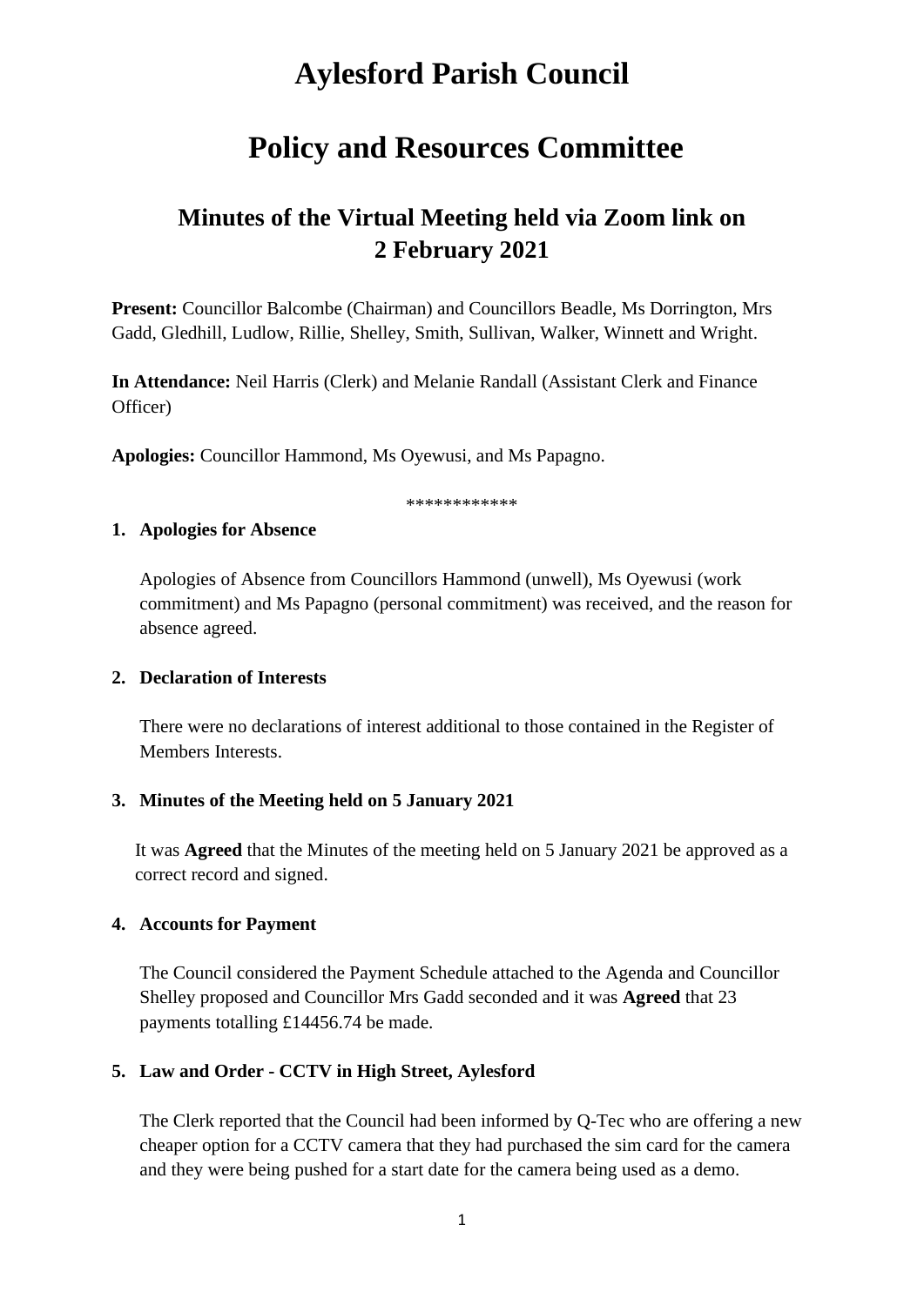# Aylesford Parish Council

# Policy and Resources Committee

## Minutes of the Virtual Meeting held via Zoom link on 2 February 2021

**Present:** Councillor Balcombe (Chairman) and Councillors Beadle, Ms Dorrington, Mrs Gadd, Gledhill, Ludlow, Rillie, Shelley, Smith, Sullivan, Walker, Winnett and Wright.

**In Attendance:** Neil Harris (Clerk) and Melanie Randall (Assistant Clerk and Finance Officer)

**Apologies:** Councillor Hammond, Ms Oyewusi, and Ms Papagno.

************

1. **Apologies for Absence**

   Apologies of Absence from Councillors Hammond (unwell), Ms Oyewusi (work commitment) and Ms Papagno (personal commitment) was received, and the reason for absence agreed.

2. **Declaration of Interests**

   There were no declarations of interest additional to those contained in the Register of Members Interests.

3. **Minutes of the Meeting held on 5 January 2021**

   It was **Agreed** that the Minutes of the meeting held on 5 January 2021 be approved as a correct record and signed.

4. **Accounts for Payment**

   The Council considered the Payment Schedule attached to the Agenda and Councillor Shelley proposed and Councillor Mrs Gadd seconded and it was **Agreed** that 23 payments totalling £14456.74 be made.

5. **Law and Order - CCTV in High Street, Aylesford**

   The Clerk reported that the Council had been informed by Q-Tec who are offering a new cheaper option for a CCTV camera that they had purchased the sim card for the camera and they were being pushed for a start date for the camera being used as a demo.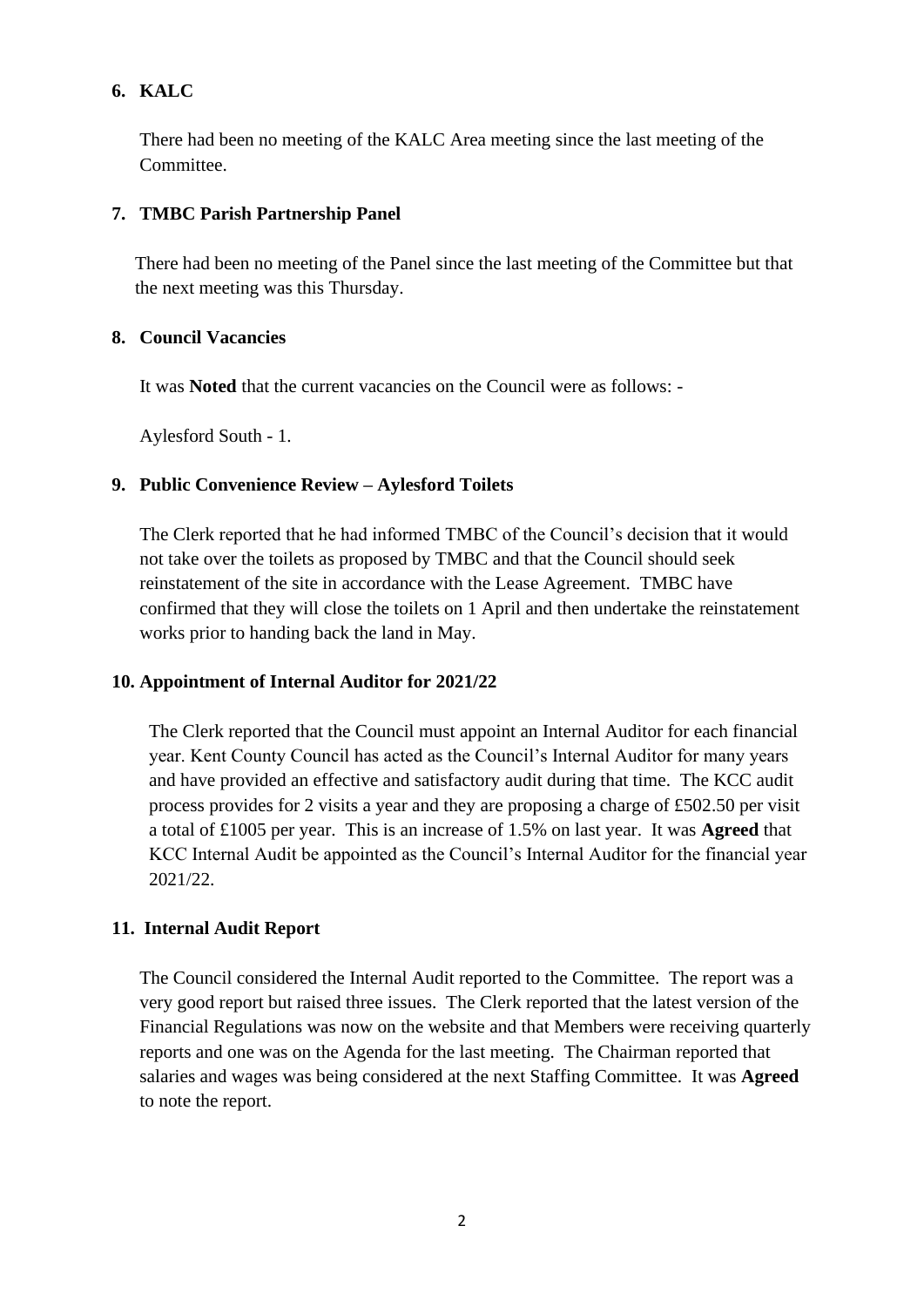**6. KALC**

There had been no meeting of the KALC Area meeting since the last meeting of the Committee.

**7. TMBC Parish Partnership Panel**

There had been no meeting of the Panel since the last meeting of the Committee but that the next meeting was this Thursday.

**8. Council Vacancies**

It was **Noted** that the current vacancies on the Council were as follows: -

Aylesford South - 1.

**9. Public Convenience Review – Aylesford Toilets**

The Clerk reported that he had informed TMBC of the Council's decision that it would not take over the toilets as proposed by TMBC and that the Council should seek reinstatement of the site in accordance with the Lease Agreement. TMBC have confirmed that they will close the toilets on 1 April and then undertake the reinstatement works prior to handing back the land in May.

**10. Appointment of Internal Auditor for 2021/22**

The Clerk reported that the Council must appoint an Internal Auditor for each financial year. Kent County Council has acted as the Council's Internal Auditor for many years and have provided an effective and satisfactory audit during that time. The KCC audit process provides for 2 visits a year and they are proposing a charge of £502.50 per visit a total of £1005 per year. This is an increase of 1.5% on last year. It was **Agreed** that KCC Internal Audit be appointed as the Council's Internal Auditor for the financial year 2021/22.

**11. Internal Audit Report**

The Council considered the Internal Audit reported to the Committee. The report was a very good report but raised three issues. The Clerk reported that the latest version of the Financial Regulations was now on the website and that Members were receiving quarterly reports and one was on the Agenda for the last meeting. The Chairman reported that salaries and wages was being considered at the next Staffing Committee. It was **Agreed** to note the report.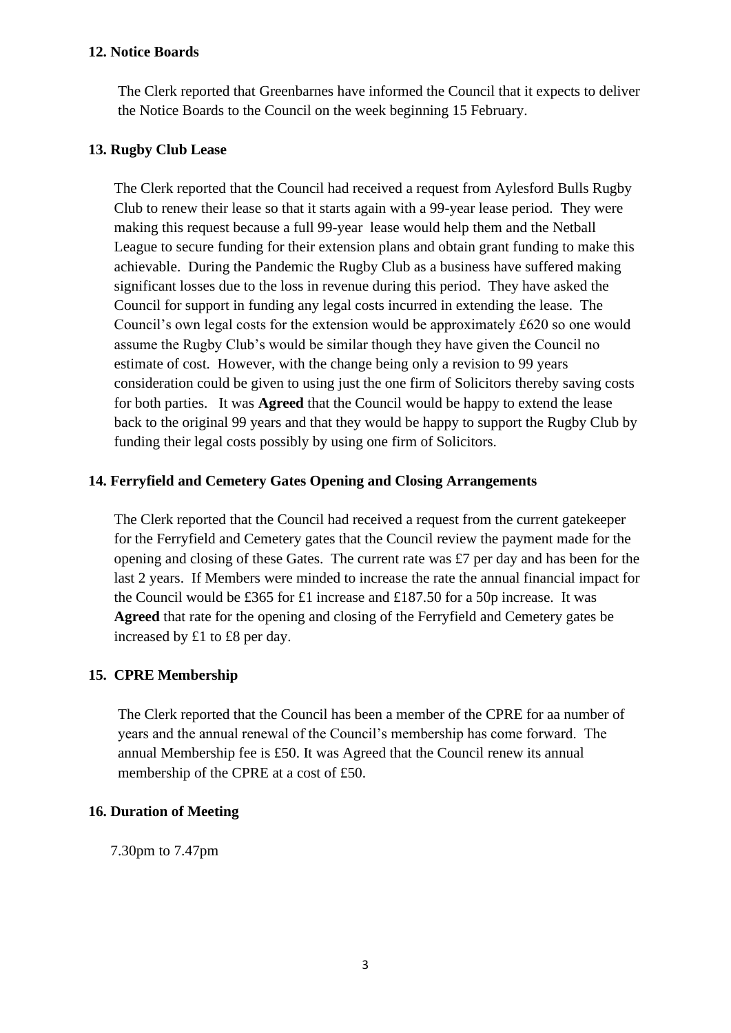**12. Notice Boards**

The Clerk reported that Greenbarnes have informed the Council that it expects to deliver the Notice Boards to the Council on the week beginning 15 February.

**13. Rugby Club Lease**

The Clerk reported that the Council had received a request from Aylesford Bulls Rugby Club to renew their lease so that it starts again with a 99-year lease period. They were making this request because a full 99-year lease would help them and the Netball League to secure funding for their extension plans and obtain grant funding to make this achievable. During the Pandemic the Rugby Club as a business have suffered making significant losses due to the loss in revenue during this period. They have asked the Council for support in funding any legal costs incurred in extending the lease. The Council's own legal costs for the extension would be approximately £620 so one would assume the Rugby Club's would be similar though they have given the Council no estimate of cost. However, with the change being only a revision to 99 years consideration could be given to using just the one firm of Solicitors thereby saving costs for both parties. It was **Agreed** that the Council would be happy to extend the lease back to the original 99 years and that they would be happy to support the Rugby Club by funding their legal costs possibly by using one firm of Solicitors.

**14. Ferryfield and Cemetery Gates Opening and Closing Arrangements**

The Clerk reported that the Council had received a request from the current gatekeeper for the Ferryfield and Cemetery gates that the Council review the payment made for the opening and closing of these Gates. The current rate was £7 per day and has been for the last 2 years. If Members were minded to increase the rate the annual financial impact for the Council would be £365 for £1 increase and £187.50 for a 50p increase. It was **Agreed** that rate for the opening and closing of the Ferryfield and Cemetery gates be increased by £1 to £8 per day.

**15. CPRE Membership**

The Clerk reported that the Council has been a member of the CPRE for aa number of years and the annual renewal of the Council's membership has come forward. The annual Membership fee is £50. It was Agreed that the Council renew its annual membership of the CPRE at a cost of £50.

**16. Duration of Meeting**

7.30pm to 7.47pm